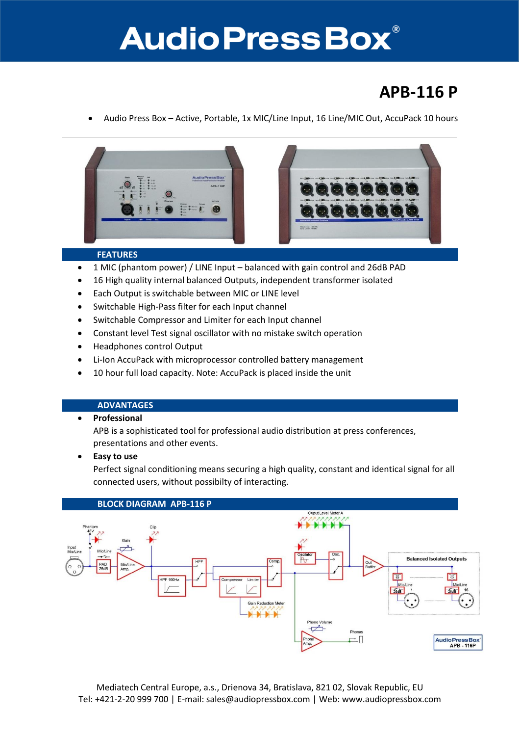# AudioPressBox®

## APB-116 P

- Audio Press Box – Active, Portable, 1x MIC/Line Input, 16 Line/MIC Out, AccuPack 10 hours

## FEATURES

- 1 MIC (phantom power) / LINE Input – balanced with gain control and 26dB PAD
- 16 High quality internal balanced Outputs, independent transformer isolated
- Each Output is switchable between MIC or LINE level
- Switchable High-Pass filter for each Input channel
- Switchable Compressor and Limiter for each Input channel
- Constant level Test signal oscillator with no mistake switch operation
- Headphones control Output
- Li-Ion AccuPack with microprocessor controlled battery management
- 10 hour full load capacity. Note: AccuPack is placed inside the unit

## ADVANTAGES

- **Professional**
  APB is a sophisticated tool for professional audio distribution at press conferences, presentations and other events.
- **Easy to use**
  Perfect signal conditioning means securing a high quality, constant and identical signal for all connected users, without possibilty of interacting.

## BLOCK DIAGRAM APB-116 P

Mediatech Central Europe, a.s., Drienova 34, Bratislava, 821 02, Slovak Republic, EU
Tel: +421-2-20 999 700 | E-mail: sales@audiopressbox.com | Web: www.audiopressbox.com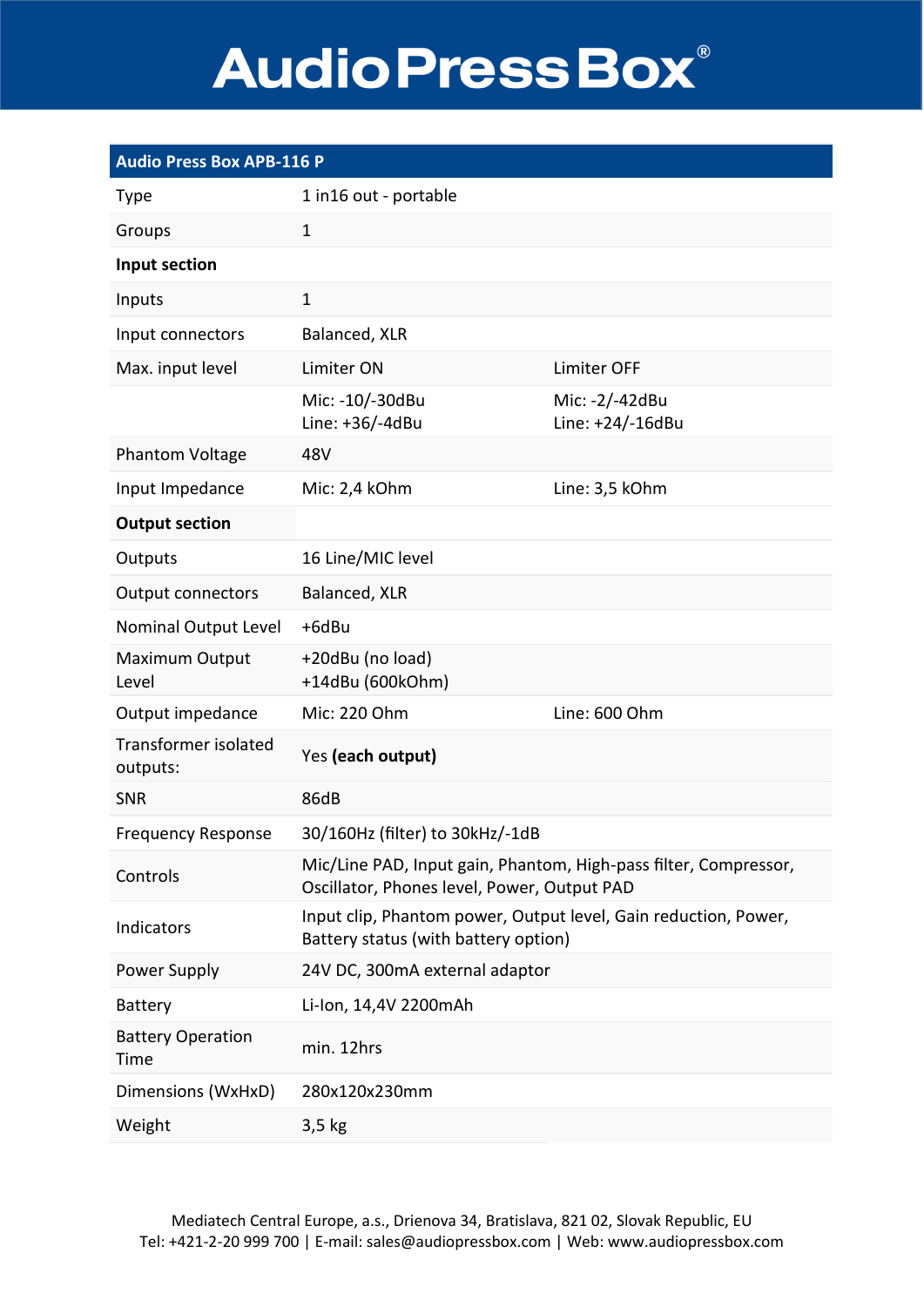# AudioPressBox®

| Audio Press Box APB-116 P | | |
|---|---|---|
| Type | 1 in16 out - portable | |
| Groups | 1 | |
| **Input section** | | |
| Inputs | 1 | |
| Input connectors | Balanced, XLR | |
| Max. input level | Limiter ON | Limiter OFF |
| | Mic: -10/-30dBu<br>Line: +36/-4dBu | Mic: -2/-42dBu<br>Line: +24/-16dBu |
| Phantom Voltage | 48V | |
| Input Impedance | Mic: 2,4 kOhm | Line: 3,5 kOhm |
| **Output section** | | |
| Outputs | 16 Line/MIC level | |
| Output connectors | Balanced, XLR | |
| Nominal Output Level | +6dBu | |
| Maximum Output Level | +20dBu (no load)<br>+14dBu (600kOhm) | |
| Output impedance | Mic: 220 Ohm | Line: 600 Ohm |
| Transformer isolated outputs: | Yes **(each output)** | |
| SNR | 86dB | |
| Frequency Response | 30/160Hz (filter) to 30kHz/-1dB | |
| Controls | Mic/Line PAD, Input gain, Phantom, High-pass filter, Compressor, Oscillator, Phones level, Power, Output PAD | |
| Indicators | Input clip, Phantom power, Output level, Gain reduction, Power, Battery status (with battery option) | |
| Power Supply | 24V DC, 300mA external adaptor | |
| Battery | Li-Ion, 14,4V 2200mAh | |
| Battery Operation Time | min. 12hrs | |
| Dimensions (WxHxD) | 280x120x230mm | |
| Weight | 3,5 kg | |

Mediatech Central Europe, a.s., Drienova 34, Bratislava, 821 02, Slovak Republic, EU
Tel: +421-2-20 999 700 | E-mail: sales@audiopressbox.com | Web: www.audiopressbox.com